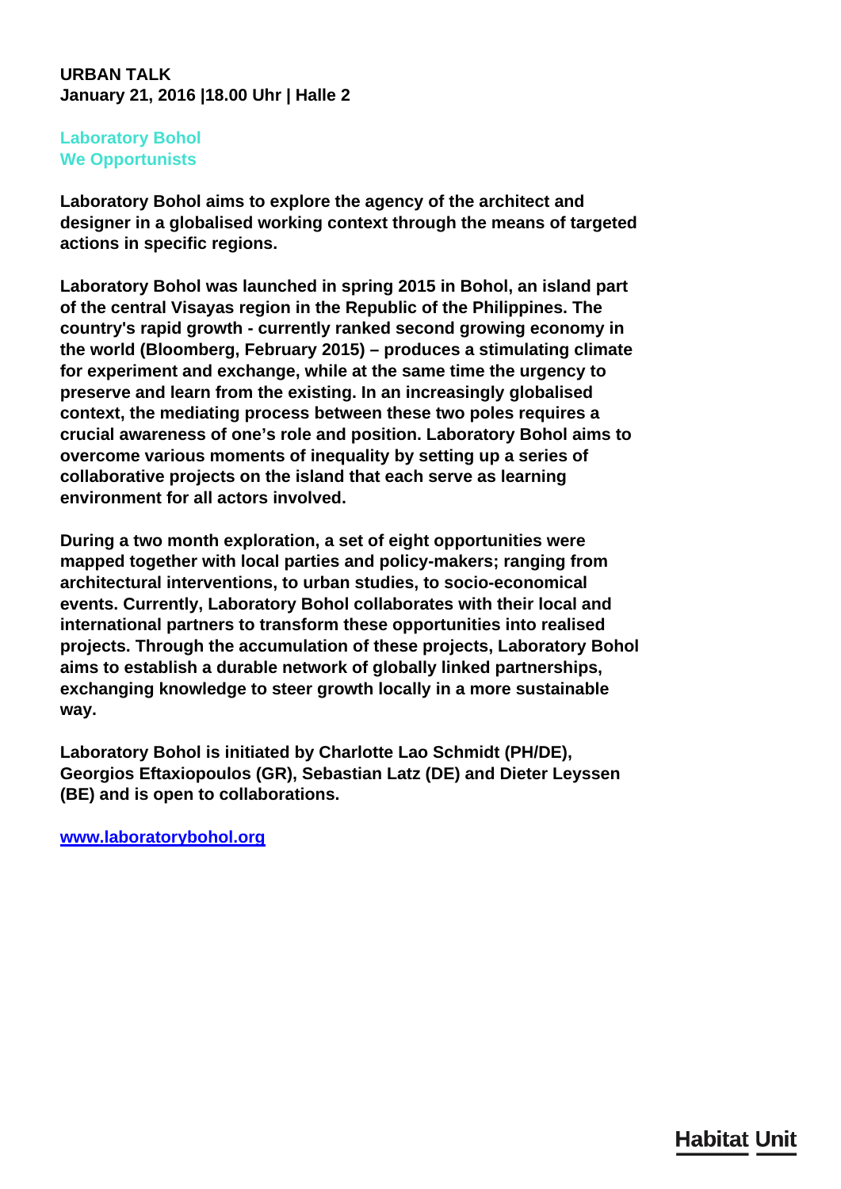**URBAN TALK**
**January 21, 2016 |18.00 Uhr | Halle 2**

## Laboratory Bohol
## We Opportunists

**Laboratory Bohol aims to explore the agency of the architect and designer in a globalised working context through the means of targeted actions in specific regions.**

**Laboratory Bohol was launched in spring 2015 in Bohol, an island part of the central Visayas region in the Republic of the Philippines. The country's rapid growth - currently ranked second growing economy in the world (Bloomberg, February 2015) – produces a stimulating climate for experiment and exchange, while at the same time the urgency to preserve and learn from the existing. In an increasingly globalised context, the mediating process between these two poles requires a crucial awareness of one's role and position. Laboratory Bohol aims to overcome various moments of inequality by setting up a series of collaborative projects on the island that each serve as learning environment for all actors involved.**

**During a two month exploration, a set of eight opportunities were mapped together with local parties and policy-makers; ranging from architectural interventions, to urban studies, to socio-economical events. Currently, Laboratory Bohol collaborates with their local and international partners to transform these opportunities into realised projects. Through the accumulation of these projects, Laboratory Bohol aims to establish a durable network of globally linked partnerships, exchanging knowledge to steer growth locally in a more sustainable way.**

**Laboratory Bohol is initiated by Charlotte Lao Schmidt (PH/DE), Georgios Eftaxiopoulos (GR), Sebastian Latz (DE) and Dieter Leyssen (BE) and is open to collaborations.**

**[www.laboratorybohol.org](http://www.laboratorybohol.org)**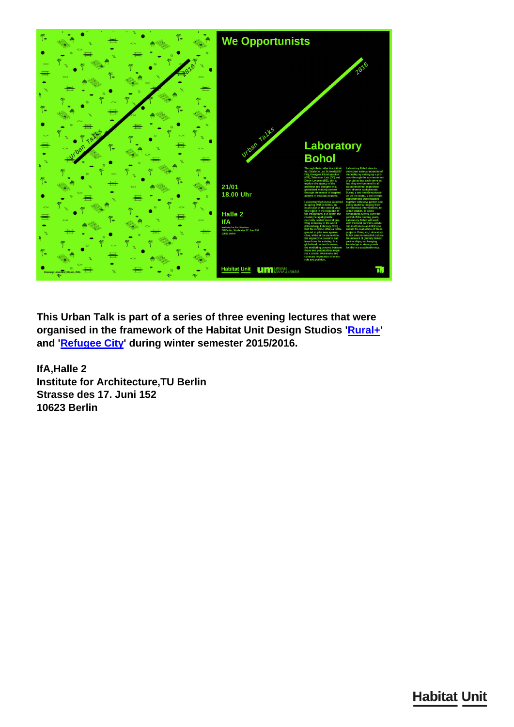**This Urban Talk is part of a series of three evening lectures that were organised in the framework of the Habitat Unit Design Studios 'Rural+' and 'Refugee City' during winter semester 2015/2016.**

**IfA,Halle 2**
**Institute for Architecture,TU Berlin**
**Strasse des 17. Juni 152**
**10623 Berlin**